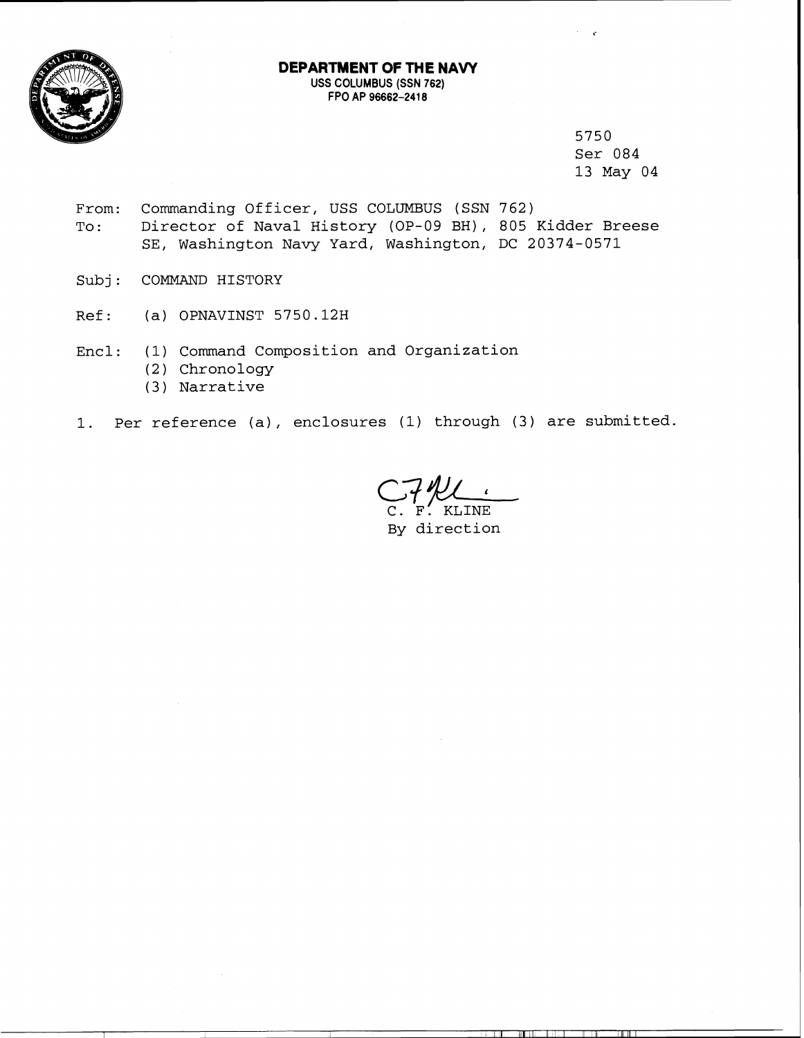**DEPARTMENT OF THE NAVY**
USS COLUMBUS (SSN 762)
FPO AP 96662-2418

5750
Ser 084
13 May 04

From: Commanding Officer, USS COLUMBUS (SSN 762)
To: Director of Naval History (OP-09 BH), 805 Kidder Breese SE, Washington Navy Yard, Washington, DC 20374-0571

Subj: COMMAND HISTORY

Ref: (a) OPNAVINST 5750.12H

Encl: (1) Command Composition and Organization
(2) Chronology
(3) Narrative

1. Per reference (a), enclosures (1) through (3) are submitted.

C. F. KLINE
By direction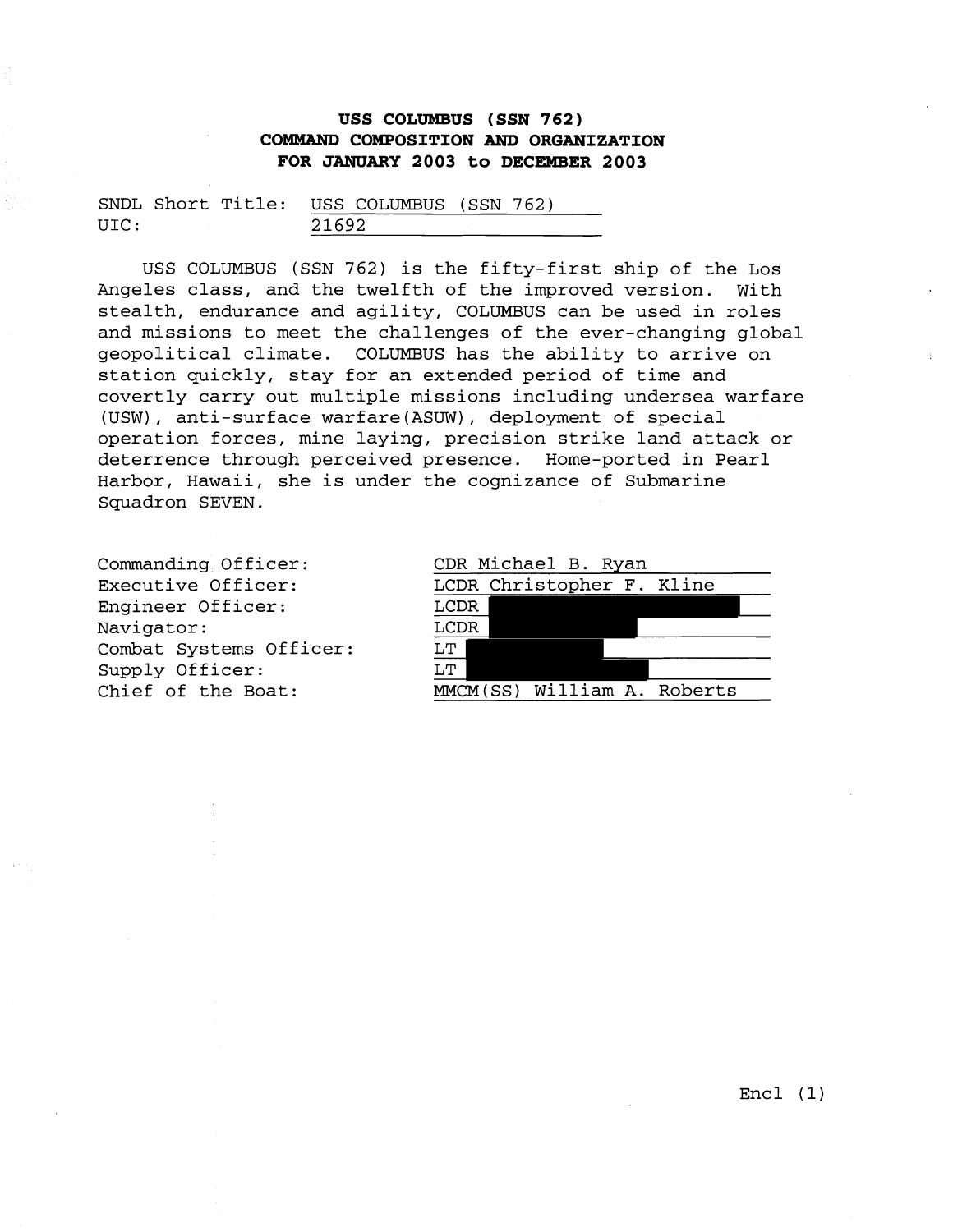# USS COLUMBUS (SSN 762)
## COMMAND COMPOSITION AND ORGANIZATION
## FOR JANUARY 2003 to DECEMBER 2003

SNDL Short Title: USS COLUMBUS (SSN 762)
UIC: 21692

USS COLUMBUS (SSN 762) is the fifty-first ship of the Los Angeles class, and the twelfth of the improved version. With stealth, endurance and agility, COLUMBUS can be used in roles and missions to meet the challenges of the ever-changing global geopolitical climate. COLUMBUS has the ability to arrive on station quickly, stay for an extended period of time and covertly carry out multiple missions including undersea warfare (USW), anti-surface warfare(ASUW), deployment of special operation forces, mine laying, precision strike land attack or deterrence through perceived presence. Home-ported in Pearl Harbor, Hawaii, she is under the cognizance of Submarine Squadron SEVEN.

| | |
|---|---|
| Commanding Officer: | CDR Michael B. Ryan |
| Executive Officer: | LCDR Christopher F. Kline |
| Engineer Officer: | LCDR [redacted] |
| Navigator: | LCDR [redacted] |
| Combat Systems Officer: | LT [redacted] |
| Supply Officer: | LT [redacted] |
| Chief of the Boat: | MMCM(SS) William A. Roberts |

Encl (1)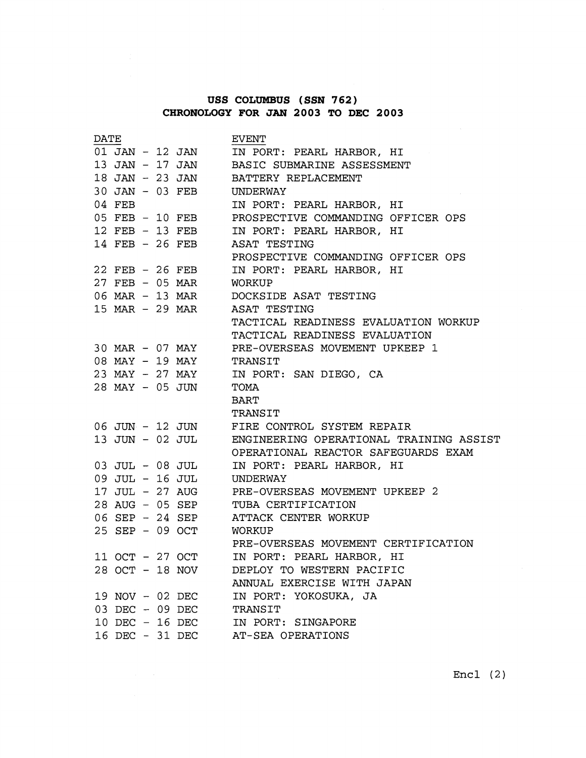**USS COLUMBUS (SSN 762)**
**CHRONOLOGY FOR JAN 2003 TO DEC 2003**

| DATE | EVENT |
|---|---|
| 01 JAN - 12 JAN | IN PORT: PEARL HARBOR, HI |
| 13 JAN - 17 JAN | BASIC SUBMARINE ASSESSMENT |
| 18 JAN - 23 JAN | BATTERY REPLACEMENT |
| 30 JAN - 03 FEB | UNDERWAY |
| 04 FEB | IN PORT: PEARL HARBOR, HI |
| 05 FEB - 10 FEB | PROSPECTIVE COMMANDING OFFICER OPS |
| 12 FEB - 13 FEB | IN PORT: PEARL HARBOR, HI |
| 14 FEB - 26 FEB | ASAT TESTING |
| | PROSPECTIVE COMMANDING OFFICER OPS |
| 22 FEB - 26 FEB | IN PORT: PEARL HARBOR, HI |
| 27 FEB - 05 MAR | WORKUP |
| 06 MAR - 13 MAR | DOCKSIDE ASAT TESTING |
| 15 MAR - 29 MAR | ASAT TESTING |
| | TACTICAL READINESS EVALUATION WORKUP |
| | TACTICAL READINESS EVALUATION |
| 30 MAR - 07 MAY | PRE-OVERSEAS MOVEMENT UPKEEP 1 |
| 08 MAY - 19 MAY | TRANSIT |
| 23 MAY - 27 MAY | IN PORT: SAN DIEGO, CA |
| 28 MAY - 05 JUN | TOMA |
| | BART |
| | TRANSIT |
| 06 JUN - 12 JUN | FIRE CONTROL SYSTEM REPAIR |
| 13 JUN - 02 JUL | ENGINEERING OPERATIONAL TRAINING ASSIST |
| | OPERATIONAL REACTOR SAFEGUARDS EXAM |
| 03 JUL - 08 JUL | IN PORT: PEARL HARBOR, HI |
| 09 JUL - 16 JUL | UNDERWAY |
| 17 JUL - 27 AUG | PRE-OVERSEAS MOVEMENT UPKEEP 2 |
| 28 AUG - 05 SEP | TUBA CERTIFICATION |
| 06 SEP - 24 SEP | ATTACK CENTER WORKUP |
| 25 SEP - 09 OCT | WORKUP |
| | PRE-OVERSEAS MOVEMENT CERTIFICATION |
| 11 OCT - 27 OCT | IN PORT: PEARL HARBOR, HI |
| 28 OCT - 18 NOV | DEPLOY TO WESTERN PACIFIC |
| | ANNUAL EXERCISE WITH JAPAN |
| 19 NOV - 02 DEC | IN PORT: YOKOSUKA, JA |
| 03 DEC - 09 DEC | TRANSIT |
| 10 DEC - 16 DEC | IN PORT: SINGAPORE |
| 16 DEC - 31 DEC | AT-SEA OPERATIONS |

Encl (2)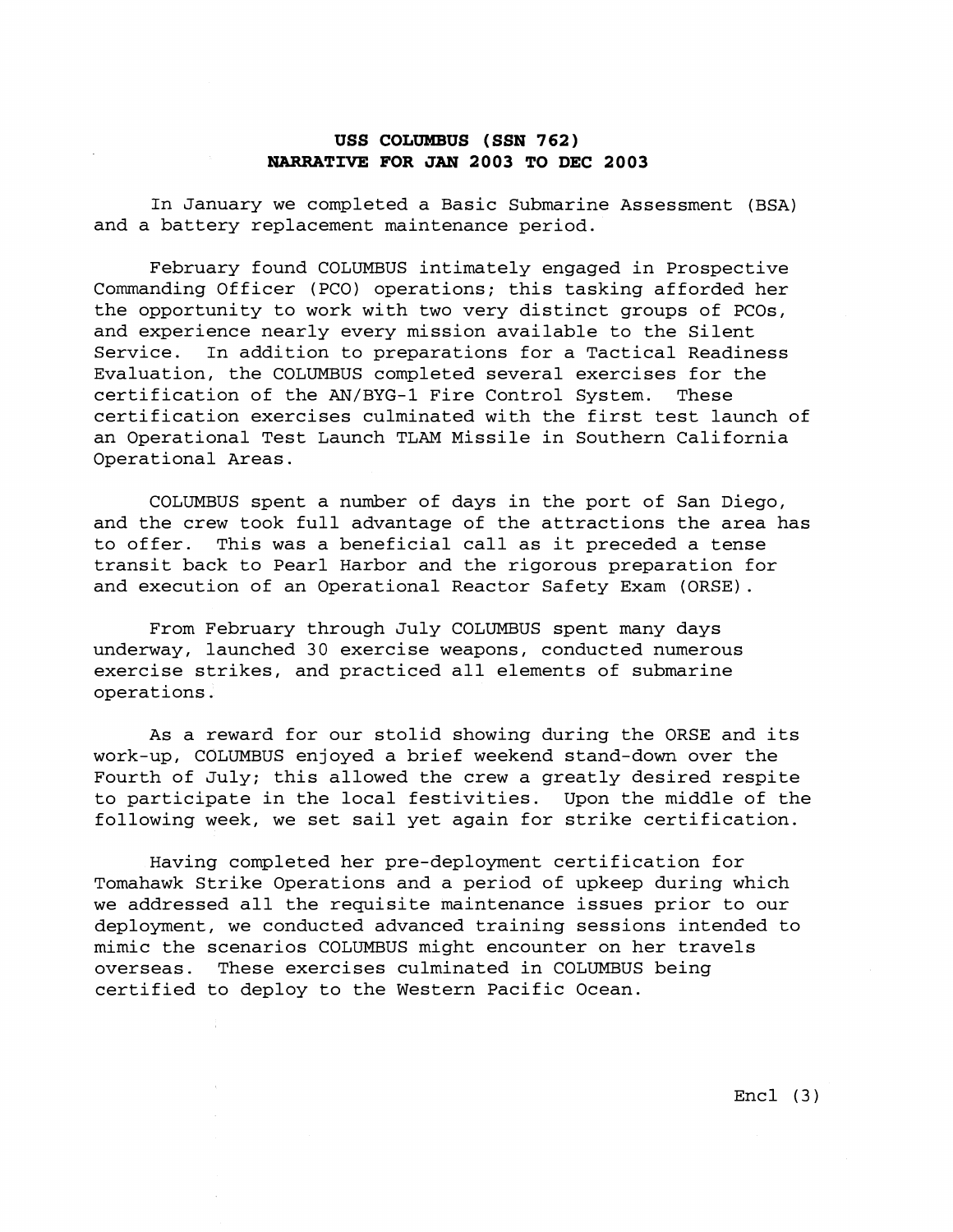**USS COLUMBUS (SSN 762)**
**NARRATIVE FOR JAN 2003 TO DEC 2003**

In January we completed a Basic Submarine Assessment (BSA) and a battery replacement maintenance period.

February found COLUMBUS intimately engaged in Prospective Commanding Officer (PCO) operations; this tasking afforded her the opportunity to work with two very distinct groups of PCOs, and experience nearly every mission available to the Silent Service. In addition to preparations for a Tactical Readiness Evaluation, the COLUMBUS completed several exercises for the certification of the AN/BYG-1 Fire Control System. These certification exercises culminated with the first test launch of an Operational Test Launch TLAM Missile in Southern California Operational Areas.

COLUMBUS spent a number of days in the port of San Diego, and the crew took full advantage of the attractions the area has to offer. This was a beneficial call as it preceded a tense transit back to Pearl Harbor and the rigorous preparation for and execution of an Operational Reactor Safety Exam (ORSE).

From February through July COLUMBUS spent many days underway, launched 30 exercise weapons, conducted numerous exercise strikes, and practiced all elements of submarine operations.

As a reward for our stolid showing during the ORSE and its work-up, COLUMBUS enjoyed a brief weekend stand-down over the Fourth of July; this allowed the crew a greatly desired respite to participate in the local festivities. Upon the middle of the following week, we set sail yet again for strike certification.

Having completed her pre-deployment certification for Tomahawk Strike Operations and a period of upkeep during which we addressed all the requisite maintenance issues prior to our deployment, we conducted advanced training sessions intended to mimic the scenarios COLUMBUS might encounter on her travels overseas. These exercises culminated in COLUMBUS being certified to deploy to the Western Pacific Ocean.

Encl (3)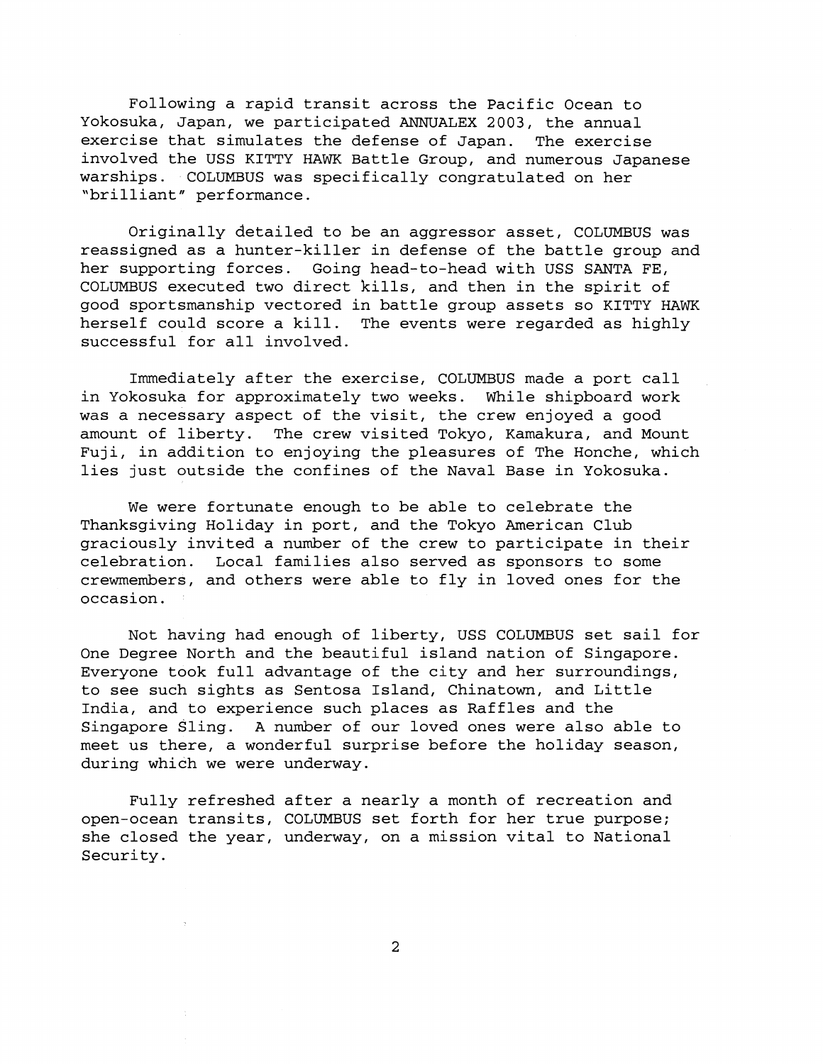Following a rapid transit across the Pacific Ocean to Yokosuka, Japan, we participated ANNUALEX 2003, the annual exercise that simulates the defense of Japan. The exercise involved the USS KITTY HAWK Battle Group, and numerous Japanese warships. COLUMBUS was specifically congratulated on her "brilliant" performance.

Originally detailed to be an aggressor asset, COLUMBUS was reassigned as a hunter-killer in defense of the battle group and her supporting forces. Going head-to-head with USS SANTA FE, COLUMBUS executed two direct kills, and then in the spirit of good sportsmanship vectored in battle group assets so KITTY HAWK herself could score a kill. The events were regarded as highly successful for all involved.

Immediately after the exercise, COLUMBUS made a port call in Yokosuka for approximately two weeks. While shipboard work was a necessary aspect of the visit, the crew enjoyed a good amount of liberty. The crew visited Tokyo, Kamakura, and Mount Fuji, in addition to enjoying the pleasures of The Honche, which lies just outside the confines of the Naval Base in Yokosuka.

We were fortunate enough to be able to celebrate the Thanksgiving Holiday in port, and the Tokyo American Club graciously invited a number of the crew to participate in their celebration. Local families also served as sponsors to some crewmembers, and others were able to fly in loved ones for the occasion.

Not having had enough of liberty, USS COLUMBUS set sail for One Degree North and the beautiful island nation of Singapore. Everyone took full advantage of the city and her surroundings, to see such sights as Sentosa Island, Chinatown, and Little India, and to experience such places as Raffles and the Singapore Sling. A number of our loved ones were also able to meet us there, a wonderful surprise before the holiday season, during which we were underway.

Fully refreshed after a nearly a month of recreation and open-ocean transits, COLUMBUS set forth for her true purpose; she closed the year, underway, on a mission vital to National Security.